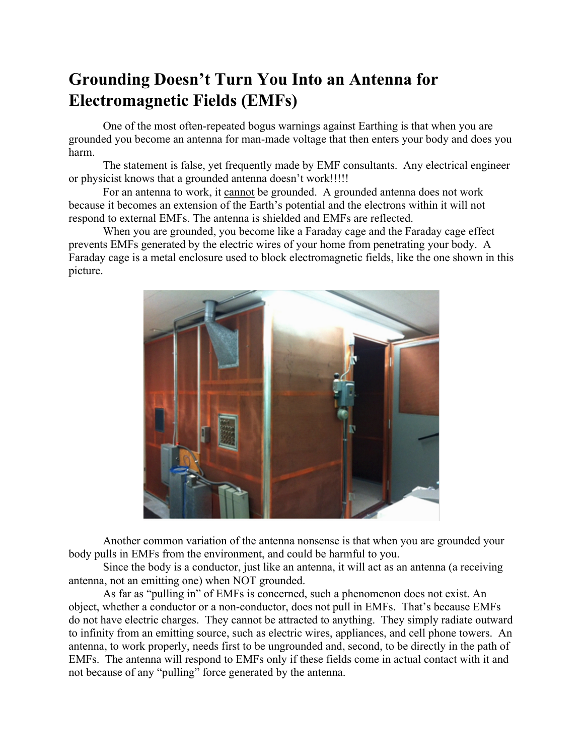# Grounding Doesn't Turn You Into an Antenna for Electromagnetic Fields (EMFs)

One of the most often-repeated bogus warnings against Earthing is that when you are grounded you become an antenna for man-made voltage that then enters your body and does you harm.

The statement is false, yet frequently made by EMF consultants. Any electrical engineer or physicist knows that a grounded antenna doesn't work!!!!!

For an antenna to work, it <u>cannot</u> be grounded. A grounded antenna does not work because it becomes an extension of the Earth's potential and the electrons within it will not respond to external EMFs. The antenna is shielded and EMFs are reflected.

When you are grounded, you become like a Faraday cage and the Faraday cage effect prevents EMFs generated by the electric wires of your home from penetrating your body. A Faraday cage is a metal enclosure used to block electromagnetic fields, like the one shown in this picture.

Another common variation of the antenna nonsense is that when you are grounded your body pulls in EMFs from the environment, and could be harmful to you.

Since the body is a conductor, just like an antenna, it will act as an antenna (a receiving antenna, not an emitting one) when NOT grounded.

As far as "pulling in" of EMFs is concerned, such a phenomenon does not exist. An object, whether a conductor or a non-conductor, does not pull in EMFs. That's because EMFs do not have electric charges. They cannot be attracted to anything. They simply radiate outward to infinity from an emitting source, such as electric wires, appliances, and cell phone towers. An antenna, to work properly, needs first to be ungrounded and, second, to be directly in the path of EMFs. The antenna will respond to EMFs only if these fields come in actual contact with it and not because of any "pulling" force generated by the antenna.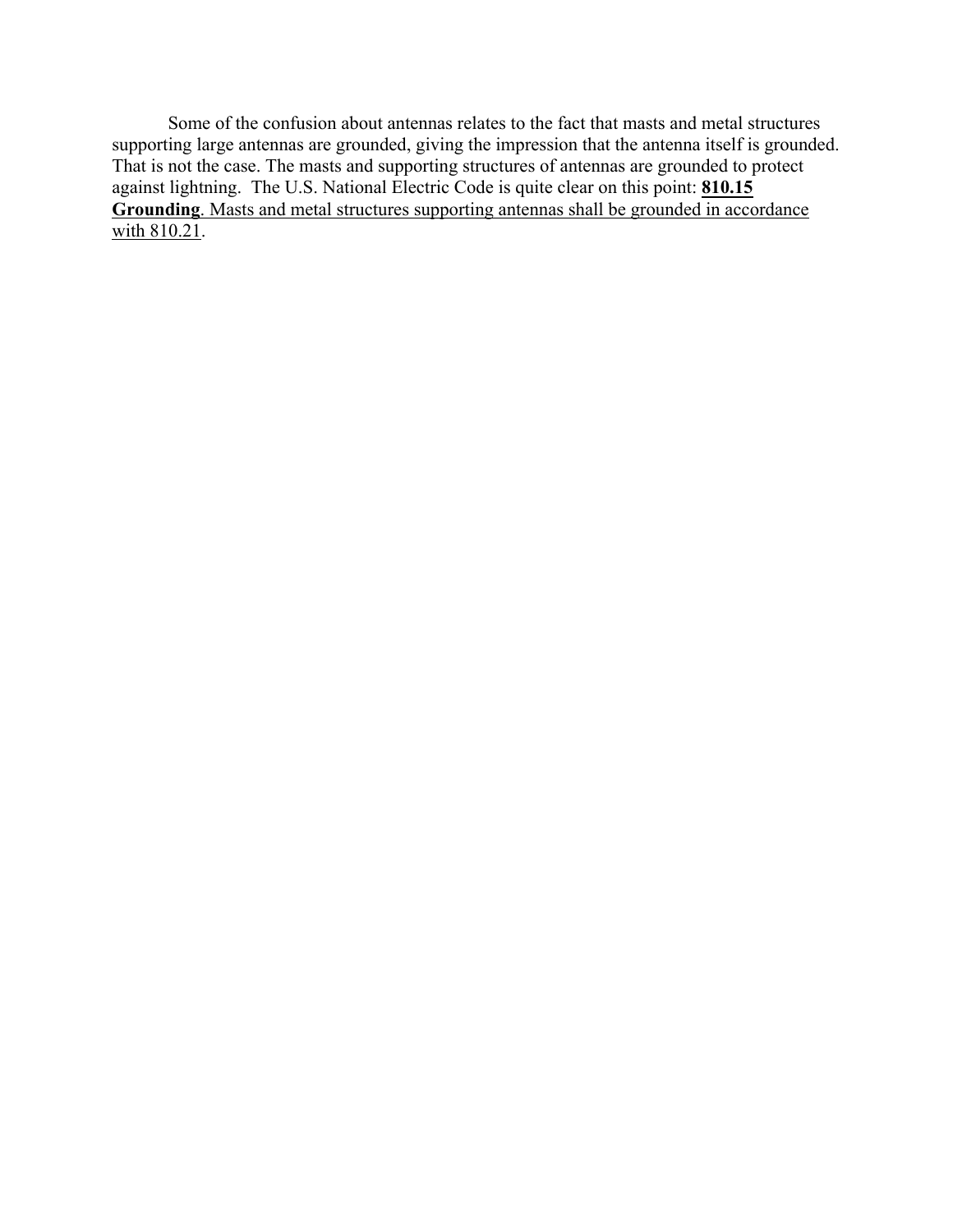Some of the confusion about antennas relates to the fact that masts and metal structures supporting large antennas are grounded, giving the impression that the antenna itself is grounded. That is not the case. The masts and supporting structures of antennas are grounded to protect against lightning. The U.S. National Electric Code is quite clear on this point: <u>**810.15 Grounding**. Masts and metal structures supporting antennas shall be grounded in accordance with 810.21</u>.